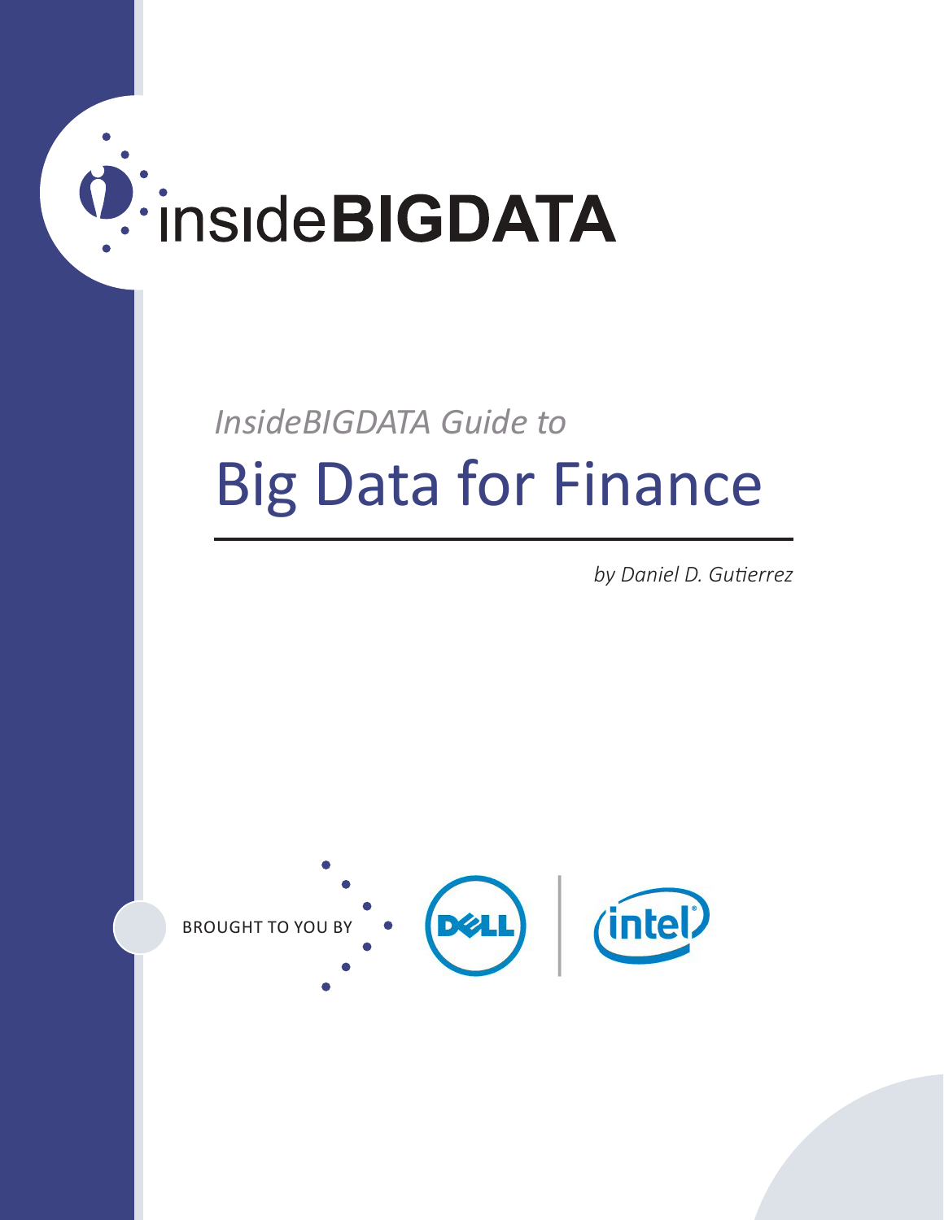insideBIGDATA

*InsideBIGDATA Guide to*

# Big Data for Finance

*by Daniel D. Gutierrez*

BROUGHT TO YOU BY DELL | intel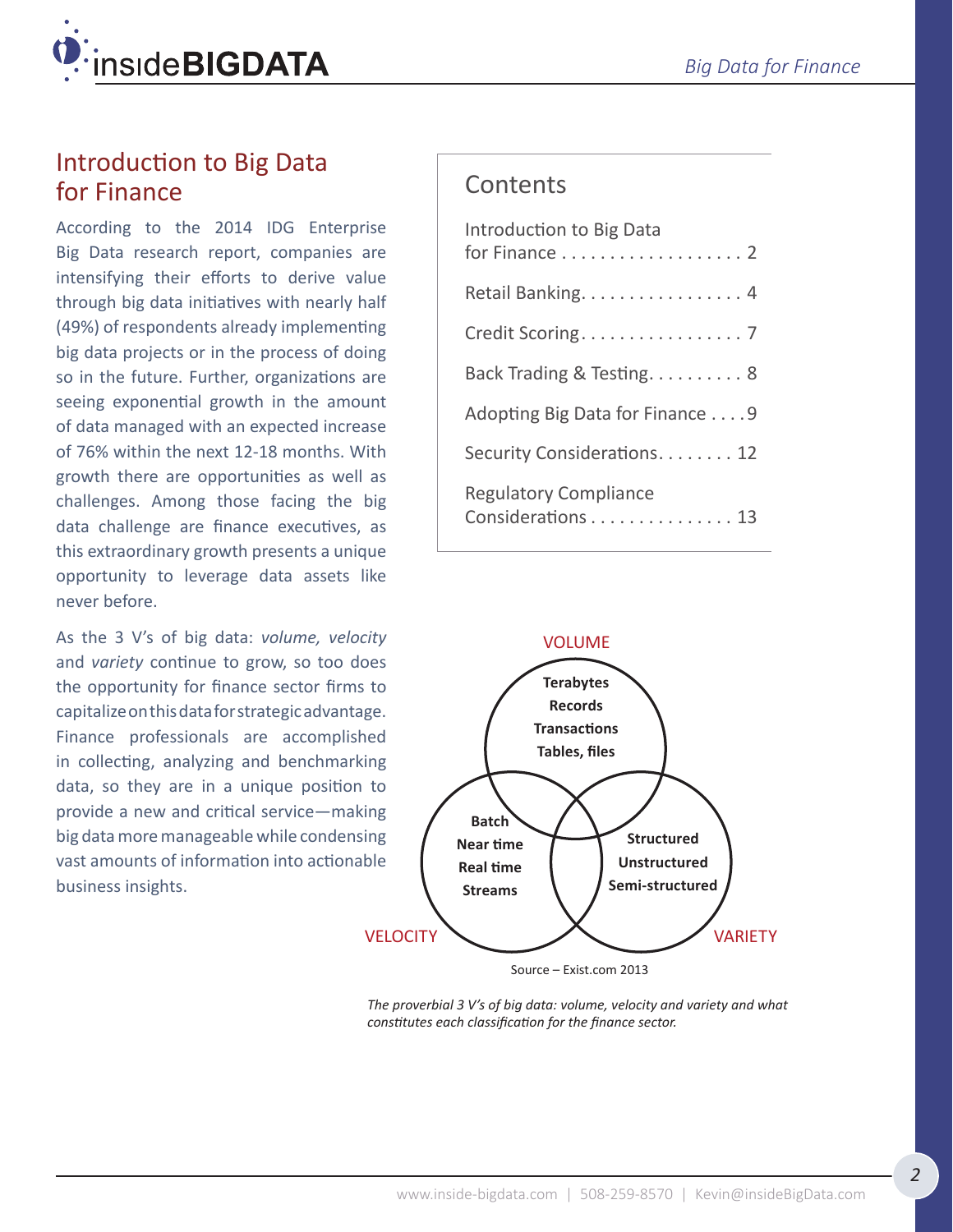## Introduction to Big Data for Finance

According to the 2014 IDG Enterprise Big Data research report, companies are intensifying their efforts to derive value through big data initiatives with nearly half (49%) of respondents already implementing big data projects or in the process of doing so in the future. Further, organizations are seeing exponential growth in the amount of data managed with an expected increase of 76% within the next 12-18 months. With growth there are opportunities as well as challenges. Among those facing the big data challenge are finance executives, as this extraordinary growth presents a unique opportunity to leverage data assets like never before.

As the 3 V's of big data: *volume, velocity* and *variety* continue to grow, so too does the opportunity for finance sector firms to capitalize on this data for strategic advantage. Finance professionals are accomplished in collecting, analyzing and benchmarking data, so they are in a unique position to provide a new and critical service—making big data more manageable while condensing vast amounts of information into actionable business insights.

### Contents

- Introduction to Big Data for Finance . . . . . . . . . . . . . . . . . . . 2
- Retail Banking. . . . . . . . . . . . . . . . . 4
- Credit Scoring. . . . . . . . . . . . . . . . . 7
- Back Trading & Testing. . . . . . . . . . 8
- Adopting Big Data for Finance . . . . 9
- Security Considerations. . . . . . . . 12
- Regulatory Compliance Considerations . . . . . . . . . . . . . . . 13

VOLUME: Terabytes, Records, Transactions, Tables, files

VELOCITY: Batch, Near time, Real time, Streams

VARIETY: Structured, Unstructured, Semi-structured

Source – Exist.com 2013

*The proverbial 3 V's of big data: volume, velocity and variety and what constitutes each classification for the finance sector.*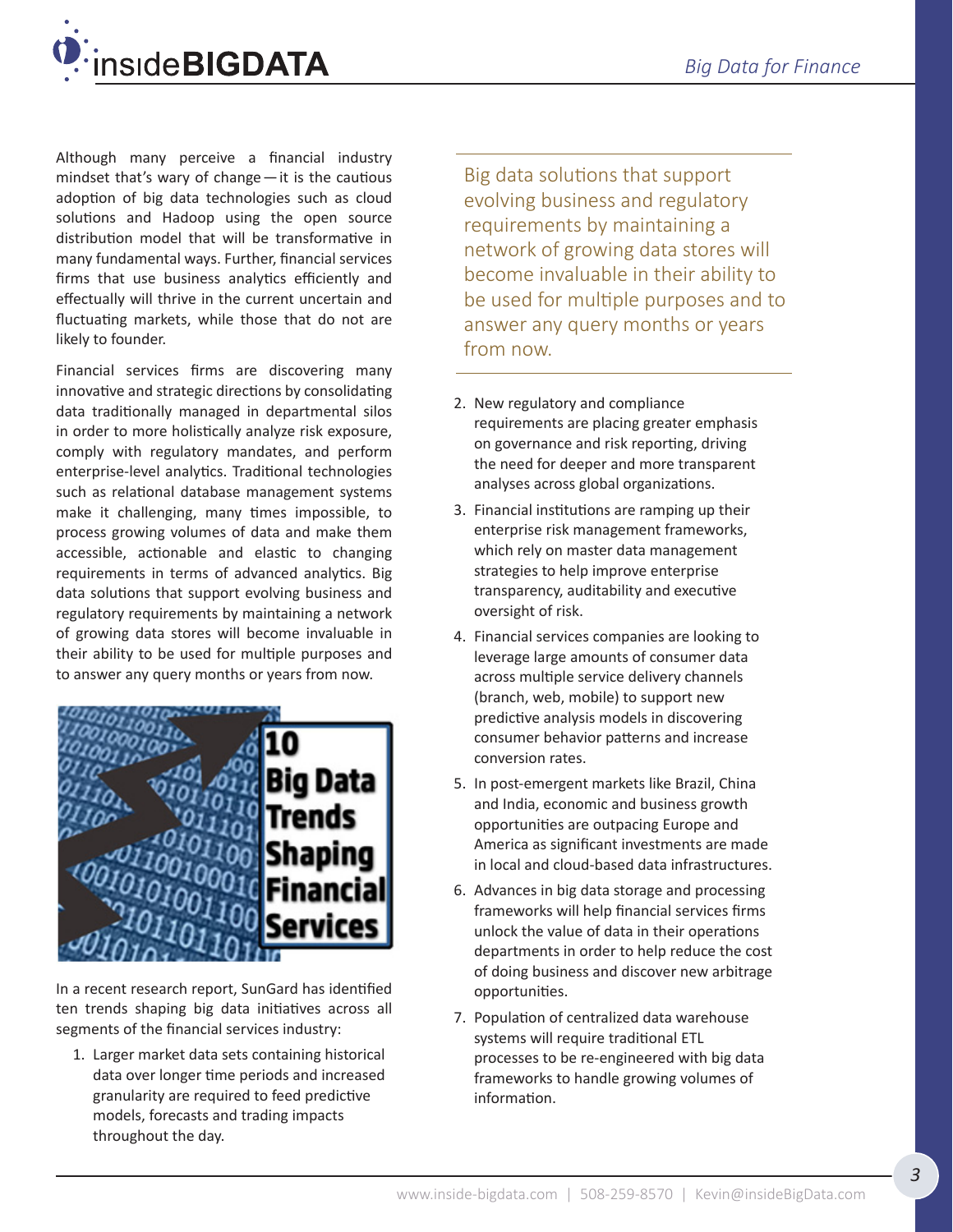Although many perceive a financial industry mindset that's wary of change — it is the cautious adoption of big data technologies such as cloud solutions and Hadoop using the open source distribution model that will be transformative in many fundamental ways. Further, financial services firms that use business analytics efficiently and effectually will thrive in the current uncertain and fluctuating markets, while those that do not are likely to founder.

Financial services firms are discovering many innovative and strategic directions by consolidating data traditionally managed in departmental silos in order to more holistically analyze risk exposure, comply with regulatory mandates, and perform enterprise-level analytics. Traditional technologies such as relational database management systems make it challenging, many times impossible, to process growing volumes of data and make them accessible, actionable and elastic to changing requirements in terms of advanced analytics. Big data solutions that support evolving business and regulatory requirements by maintaining a network of growing data stores will become invaluable in their ability to be used for multiple purposes and to answer any query months or years from now.

10 Big Data Trends Shaping Financial Services

In a recent research report, SunGard has identified ten trends shaping big data initiatives across all segments of the financial services industry:

1. Larger market data sets containing historical data over longer time periods and increased granularity are required to feed predictive models, forecasts and trading impacts throughout the day.

> Big data solutions that support evolving business and regulatory requirements by maintaining a network of growing data stores will become invaluable in their ability to be used for multiple purposes and to answer any query months or years from now.

2. New regulatory and compliance requirements are placing greater emphasis on governance and risk reporting, driving the need for deeper and more transparent analyses across global organizations.
3. Financial institutions are ramping up their enterprise risk management frameworks, which rely on master data management strategies to help improve enterprise transparency, auditability and executive oversight of risk.
4. Financial services companies are looking to leverage large amounts of consumer data across multiple service delivery channels (branch, web, mobile) to support new predictive analysis models in discovering consumer behavior patterns and increase conversion rates.
5. In post-emergent markets like Brazil, China and India, economic and business growth opportunities are outpacing Europe and America as significant investments are made in local and cloud-based data infrastructures.
6. Advances in big data storage and processing frameworks will help financial services firms unlock the value of data in their operations departments in order to help reduce the cost of doing business and discover new arbitrage opportunities.
7. Population of centralized data warehouse systems will require traditional ETL processes to be re-engineered with big data frameworks to handle growing volumes of information.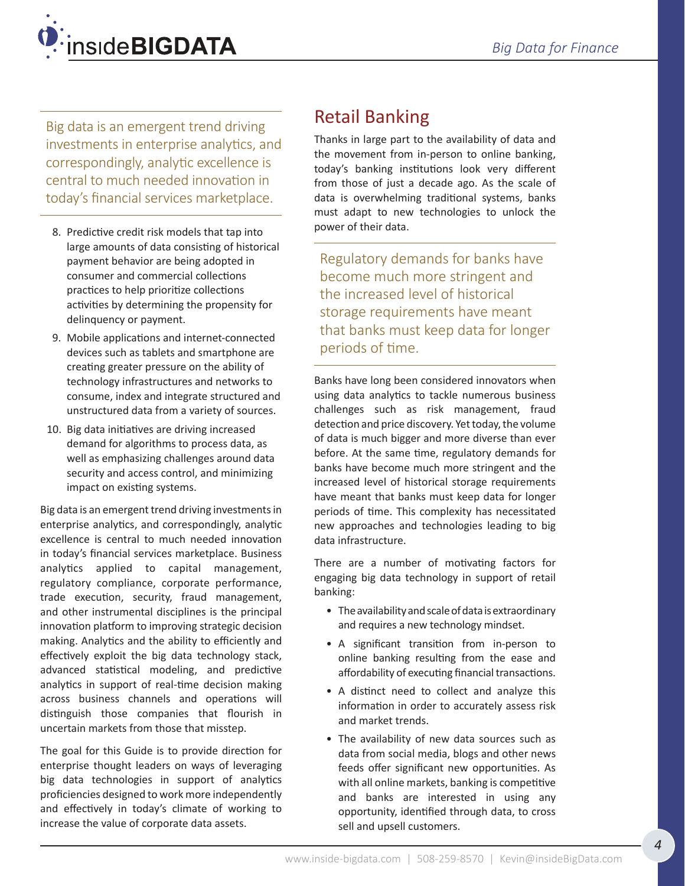Big data is an emergent trend driving investments in enterprise analytics, and correspondingly, analytic excellence is central to much needed innovation in today's financial services marketplace.

8. Predictive credit risk models that tap into large amounts of data consisting of historical payment behavior are being adopted in consumer and commercial collections practices to help prioritize collections activities by determining the propensity for delinquency or payment.
9. Mobile applications and internet-connected devices such as tablets and smartphone are creating greater pressure on the ability of technology infrastructures and networks to consume, index and integrate structured and unstructured data from a variety of sources.
10. Big data initiatives are driving increased demand for algorithms to process data, as well as emphasizing challenges around data security and access control, and minimizing impact on existing systems.

Big data is an emergent trend driving investments in enterprise analytics, and correspondingly, analytic excellence is central to much needed innovation in today's financial services marketplace. Business analytics applied to capital management, regulatory compliance, corporate performance, trade execution, security, fraud management, and other instrumental disciplines is the principal innovation platform to improving strategic decision making. Analytics and the ability to efficiently and effectively exploit the big data technology stack, advanced statistical modeling, and predictive analytics in support of real-time decision making across business channels and operations will distinguish those companies that flourish in uncertain markets from those that misstep.

The goal for this Guide is to provide direction for enterprise thought leaders on ways of leveraging big data technologies in support of analytics proficiencies designed to work more independently and effectively in today's climate of working to increase the value of corporate data assets.

## Retail Banking

Thanks in large part to the availability of data and the movement from in-person to online banking, today's banking institutions look very different from those of just a decade ago. As the scale of data is overwhelming traditional systems, banks must adapt to new technologies to unlock the power of their data.

Regulatory demands for banks have become much more stringent and the increased level of historical storage requirements have meant that banks must keep data for longer periods of time.

Banks have long been considered innovators when using data analytics to tackle numerous business challenges such as risk management, fraud detection and price discovery. Yet today, the volume of data is much bigger and more diverse than ever before. At the same time, regulatory demands for banks have become much more stringent and the increased level of historical storage requirements have meant that banks must keep data for longer periods of time. This complexity has necessitated new approaches and technologies leading to big data infrastructure.

There are a number of motivating factors for engaging big data technology in support of retail banking:

- The availability and scale of data is extraordinary and requires a new technology mindset.
- A significant transition from in-person to online banking resulting from the ease and affordability of executing financial transactions.
- A distinct need to collect and analyze this information in order to accurately assess risk and market trends.
- The availability of new data sources such as data from social media, blogs and other news feeds offer significant new opportunities. As with all online markets, banking is competitive and banks are interested in using any opportunity, identified through data, to cross sell and upsell customers.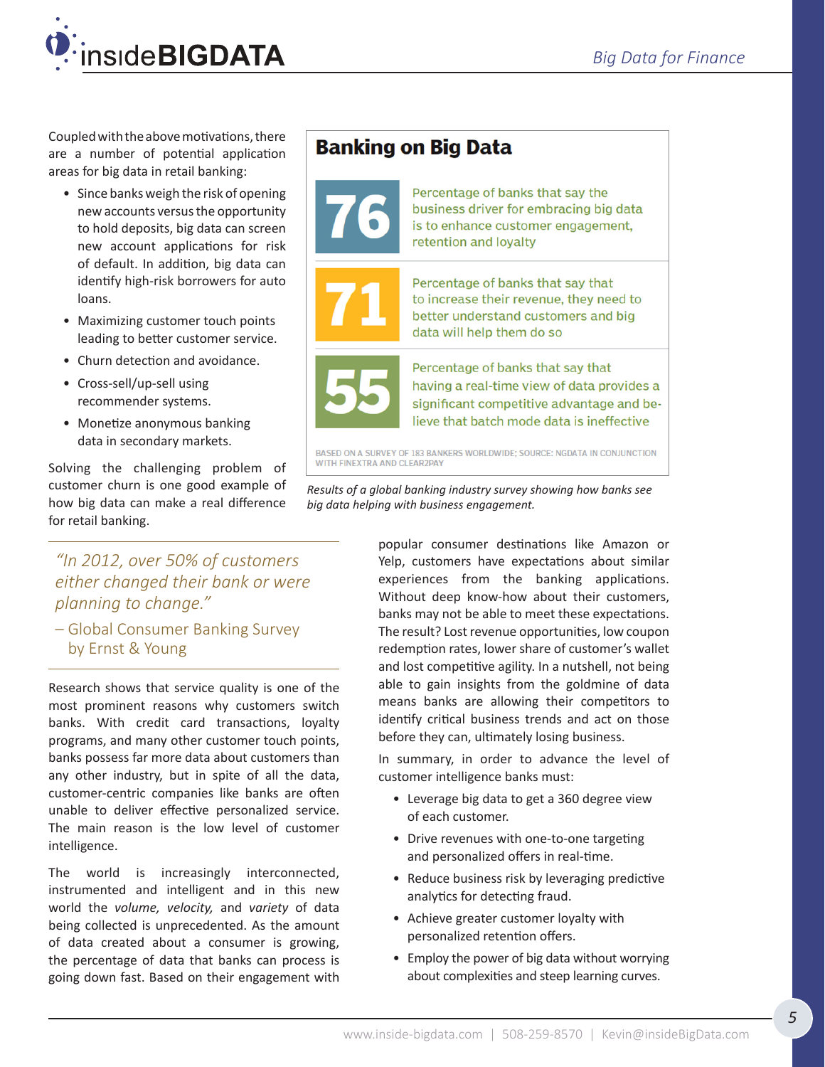Coupled with the above motivations, there are a number of potential application areas for big data in retail banking:

- Since banks weigh the risk of opening new accounts versus the opportunity to hold deposits, big data can screen new account applications for risk of default. In addition, big data can identify high-risk borrowers for auto loans.
- Maximizing customer touch points leading to better customer service.
- Churn detection and avoidance.
- Cross-sell/up-sell using recommender systems.
- Monetize anonymous banking data in secondary markets.

Solving the challenging problem of customer churn is one good example of how big data can make a real difference for retail banking.

## Banking on Big Data

**76** — Percentage of banks that say the business driver for embracing big data is to enhance customer engagement, retention and loyalty

**71** — Percentage of banks that say that to increase their revenue, they need to better understand customers and big data will help them do so

**55** — Percentage of banks that say that having a real-time view of data provides a significant competitive advantage and believe that batch mode data is ineffective

BASED ON A SURVEY OF 183 BANKERS WORLDWIDE; SOURCE: NGDATA IN CONJUNCTION WITH FINEXTRA AND CLEAR2PAY

*Results of a global banking industry survey showing how banks see big data helping with business engagement.*

> *"In 2012, over 50% of customers either changed their bank or were planning to change."*
>
> – Global Consumer Banking Survey by Ernst & Young

Research shows that service quality is one of the most prominent reasons why customers switch banks. With credit card transactions, loyalty programs, and many other customer touch points, banks possess far more data about customers than any other industry, but in spite of all the data, customer-centric companies like banks are often unable to deliver effective personalized service. The main reason is the low level of customer intelligence.

The world is increasingly interconnected, instrumented and intelligent and in this new world the *volume, velocity,* and *variety* of data being collected is unprecedented. As the amount of data created about a consumer is growing, the percentage of data that banks can process is going down fast. Based on their engagement with popular consumer destinations like Amazon or Yelp, customers have expectations about similar experiences from the banking applications. Without deep know-how about their customers, banks may not be able to meet these expectations. The result? Lost revenue opportunities, low coupon redemption rates, lower share of customer's wallet and lost competitive agility. In a nutshell, not being able to gain insights from the goldmine of data means banks are allowing their competitors to identify critical business trends and act on those before they can, ultimately losing business.

In summary, in order to advance the level of customer intelligence banks must:

- Leverage big data to get a 360 degree view of each customer.
- Drive revenues with one-to-one targeting and personalized offers in real-time.
- Reduce business risk by leveraging predictive analytics for detecting fraud.
- Achieve greater customer loyalty with personalized retention offers.
- Employ the power of big data without worrying about complexities and steep learning curves.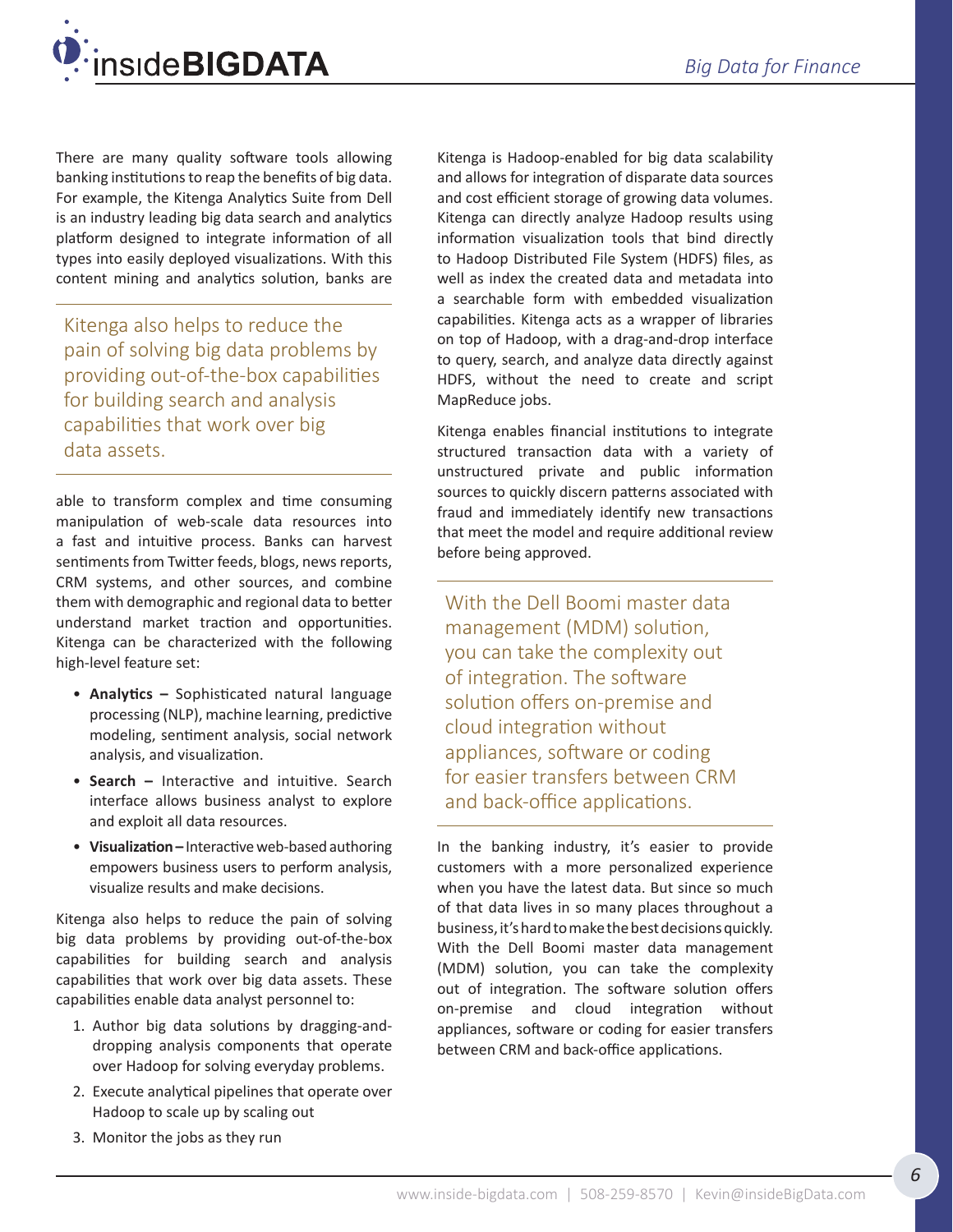There are many quality software tools allowing banking institutions to reap the benefits of big data. For example, the Kitenga Analytics Suite from Dell is an industry leading big data search and analytics platform designed to integrate information of all types into easily deployed visualizations. With this content mining and analytics solution, banks are able to transform complex and time consuming manipulation of web-scale data resources into a fast and intuitive process. Banks can harvest sentiments from Twitter feeds, blogs, news reports, CRM systems, and other sources, and combine them with demographic and regional data to better understand market traction and opportunities. Kitenga can be characterized with the following high-level feature set:

> Kitenga also helps to reduce the pain of solving big data problems by providing out-of-the-box capabilities for building search and analysis capabilities that work over big data assets.

- **Analytics –** Sophisticated natural language processing (NLP), machine learning, predictive modeling, sentiment analysis, social network analysis, and visualization.
- **Search –** Interactive and intuitive. Search interface allows business analyst to explore and exploit all data resources.
- **Visualization –** Interactive web-based authoring empowers business users to perform analysis, visualize results and make decisions.

Kitenga also helps to reduce the pain of solving big data problems by providing out-of-the-box capabilities for building search and analysis capabilities that work over big data assets. These capabilities enable data analyst personnel to:

1. Author big data solutions by dragging-and-dropping analysis components that operate over Hadoop for solving everyday problems.
2. Execute analytical pipelines that operate over Hadoop to scale up by scaling out
3. Monitor the jobs as they run

Kitenga is Hadoop-enabled for big data scalability and allows for integration of disparate data sources and cost efficient storage of growing data volumes. Kitenga can directly analyze Hadoop results using information visualization tools that bind directly to Hadoop Distributed File System (HDFS) files, as well as index the created data and metadata into a searchable form with embedded visualization capabilities. Kitenga acts as a wrapper of libraries on top of Hadoop, with a drag-and-drop interface to query, search, and analyze data directly against HDFS, without the need to create and script MapReduce jobs.

Kitenga enables financial institutions to integrate structured transaction data with a variety of unstructured private and public information sources to quickly discern patterns associated with fraud and immediately identify new transactions that meet the model and require additional review before being approved.

> With the Dell Boomi master data management (MDM) solution, you can take the complexity out of integration. The software solution offers on-premise and cloud integration without appliances, software or coding for easier transfers between CRM and back-office applications.

In the banking industry, it's easier to provide customers with a more personalized experience when you have the latest data. But since so much of that data lives in so many places throughout a business, it's hard to make the best decisions quickly. With the Dell Boomi master data management (MDM) solution, you can take the complexity out of integration. The software solution offers on-premise and cloud integration without appliances, software or coding for easier transfers between CRM and back-office applications.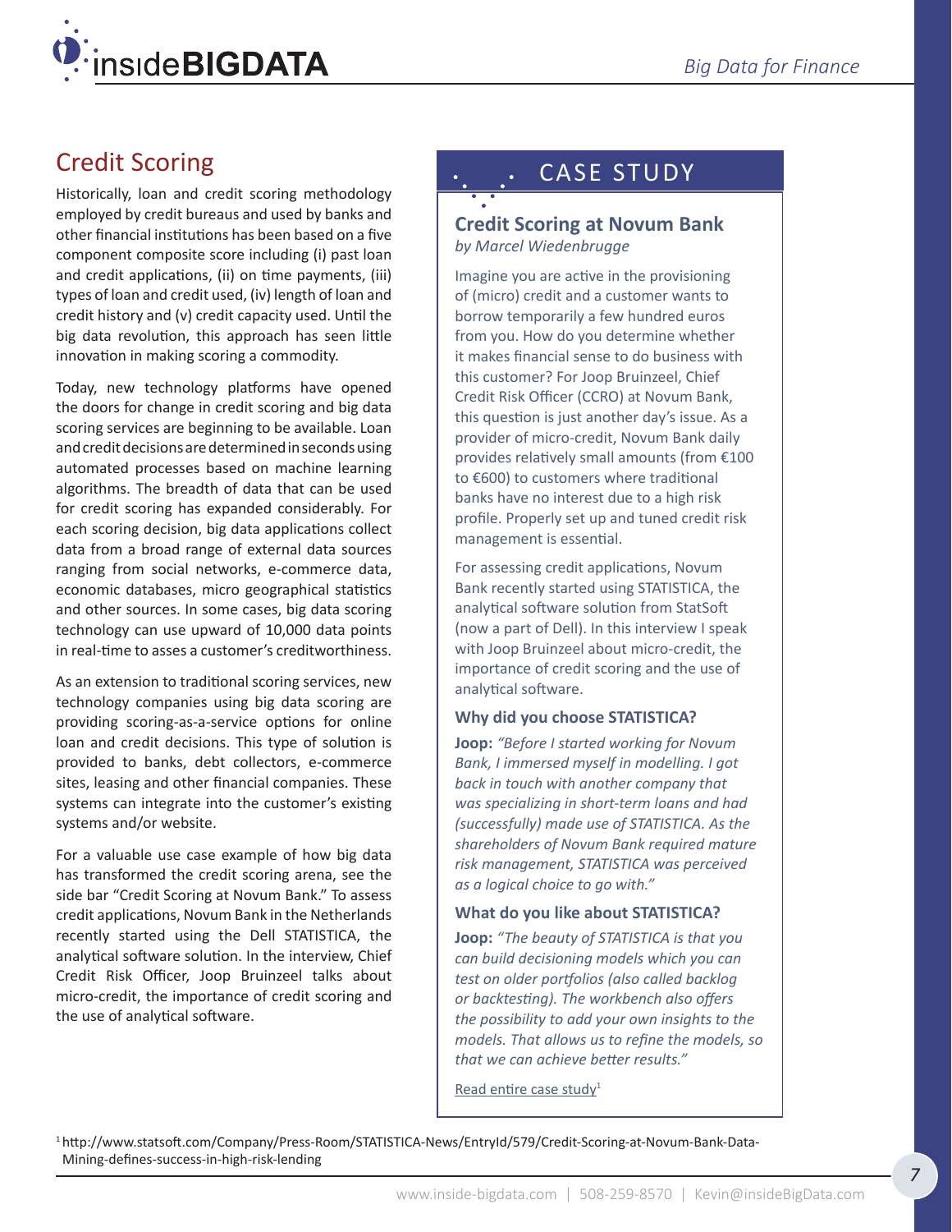## Credit Scoring

Historically, loan and credit scoring methodology employed by credit bureaus and used by banks and other financial institutions has been based on a five component composite score including (i) past loan and credit applications, (ii) on time payments, (iii) types of loan and credit used, (iv) length of loan and credit history and (v) credit capacity used. Until the big data revolution, this approach has seen little innovation in making scoring a commodity.

Today, new technology platforms have opened the doors for change in credit scoring and big data scoring services are beginning to be available. Loan and credit decisions are determined in seconds using automated processes based on machine learning algorithms. The breadth of data that can be used for credit scoring has expanded considerably. For each scoring decision, big data applications collect data from a broad range of external data sources ranging from social networks, e-commerce data, economic databases, micro geographical statistics and other sources. In some cases, big data scoring technology can use upward of 10,000 data points in real-time to asses a customer's creditworthiness.

As an extension to traditional scoring services, new technology companies using big data scoring are providing scoring-as-a-service options for online loan and credit decisions. This type of solution is provided to banks, debt collectors, e-commerce sites, leasing and other financial companies. These systems can integrate into the customer's existing systems and/or website.

For a valuable use case example of how big data has transformed the credit scoring arena, see the side bar "Credit Scoring at Novum Bank." To assess credit applications, Novum Bank in the Netherlands recently started using the Dell STATISTICA, the analytical software solution. In the interview, Chief Credit Risk Officer, Joop Bruinzeel talks about micro-credit, the importance of credit scoring and the use of analytical software.

## CASE STUDY

### Credit Scoring at Novum Bank

*by Marcel Wiedenbrugge*

Imagine you are active in the provisioning of (micro) credit and a customer wants to borrow temporarily a few hundred euros from you. How do you determine whether it makes financial sense to do business with this customer? For Joop Bruinzeel, Chief Credit Risk Officer (CCRO) at Novum Bank, this question is just another day's issue. As a provider of micro-credit, Novum Bank daily provides relatively small amounts (from €100 to €600) to customers where traditional banks have no interest due to a high risk profile. Properly set up and tuned credit risk management is essential.

For assessing credit applications, Novum Bank recently started using STATISTICA, the analytical software solution from StatSoft (now a part of Dell). In this interview I speak with Joop Bruinzeel about micro-credit, the importance of credit scoring and the use of analytical software.

#### Why did you choose STATISTICA?

**Joop:** *"Before I started working for Novum Bank, I immersed myself in modelling. I got back in touch with another company that was specializing in short-term loans and had (successfully) made use of STATISTICA. As the shareholders of Novum Bank required mature risk management, STATISTICA was perceived as a logical choice to go with."*

#### What do you like about STATISTICA?

**Joop:** *"The beauty of STATISTICA is that you can build decisioning models which you can test on older portfolios (also called backlog or backtesting). The workbench also offers the possibility to add your own insights to the models. That allows us to refine the models, so that we can achieve better results."*

Read entire case study[1]

[1] http://www.statsoft.com/Company/Press-Room/STATISTICA-News/EntryId/579/Credit-Scoring-at-Novum-Bank-Data-Mining-defines-success-in-high-risk-lending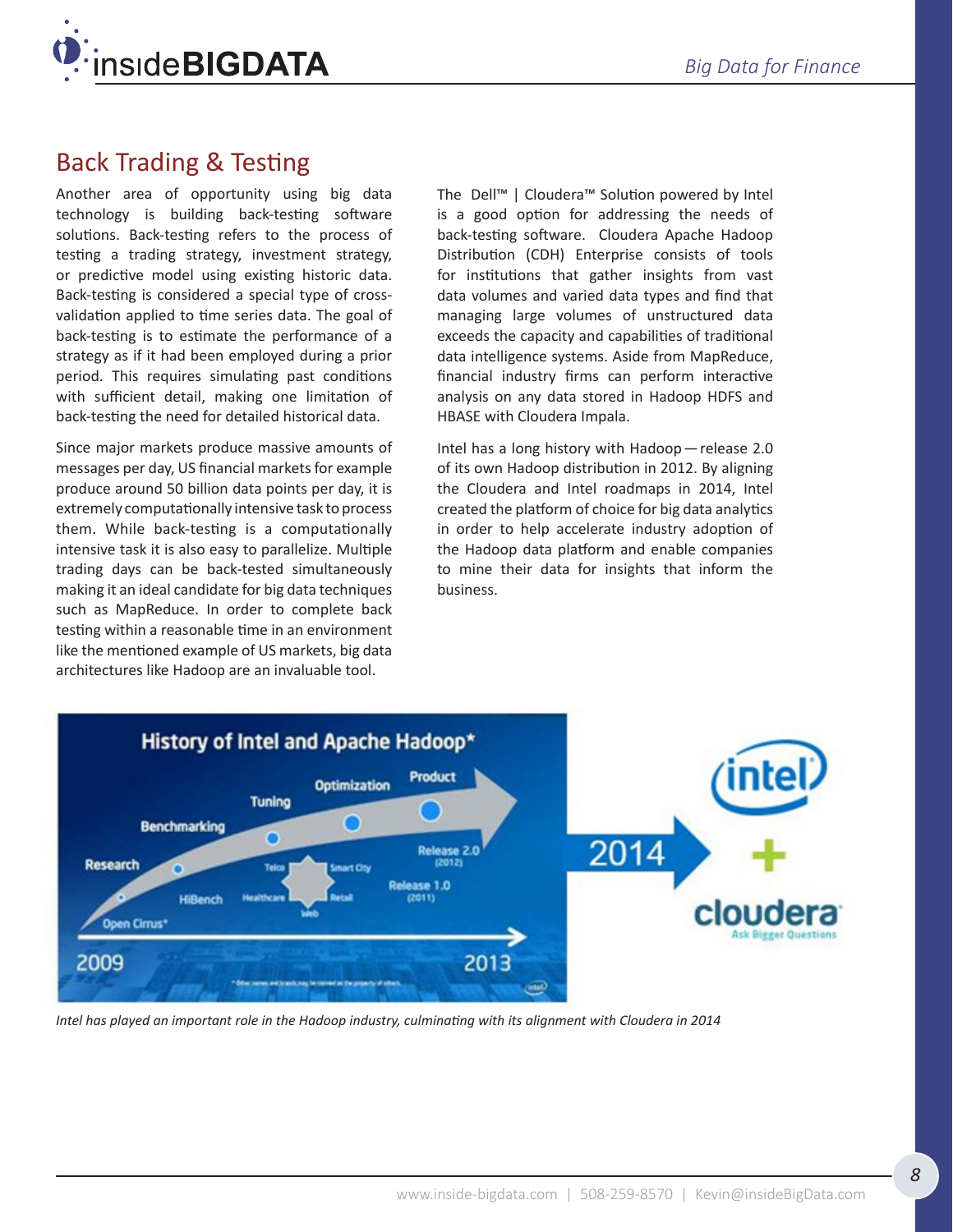## Back Trading & Testing

Another area of opportunity using big data technology is building back-testing software solutions. Back-testing refers to the process of testing a trading strategy, investment strategy, or predictive model using existing historic data. Back-testing is considered a special type of cross-validation applied to time series data. The goal of back-testing is to estimate the performance of a strategy as if it had been employed during a prior period. This requires simulating past conditions with sufficient detail, making one limitation of back-testing the need for detailed historical data.

Since major markets produce massive amounts of messages per day, US financial markets for example produce around 50 billion data points per day, it is extremely computationally intensive task to process them. While back-testing is a computationally intensive task it is also easy to parallelize. Multiple trading days can be back-tested simultaneously making it an ideal candidate for big data techniques such as MapReduce. In order to complete back testing within a reasonable time in an environment like the mentioned example of US markets, big data architectures like Hadoop are an invaluable tool.

The Dell™ | Cloudera™ Solution powered by Intel is a good option for addressing the needs of back-testing software. Cloudera Apache Hadoop Distribution (CDH) Enterprise consists of tools for institutions that gather insights from vast data volumes and varied data types and find that managing large volumes of unstructured data exceeds the capacity and capabilities of traditional data intelligence systems. Aside from MapReduce, financial industry firms can perform interactive analysis on any data stored in Hadoop HDFS and HBASE with Cloudera Impala.

Intel has a long history with Hadoop — release 2.0 of its own Hadoop distribution in 2012. By aligning the Cloudera and Intel roadmaps in 2014, Intel created the platform of choice for big data analytics in order to help accelerate industry adoption of the Hadoop data platform and enable companies to mine their data for insights that inform the business.

*Intel has played an important role in the Hadoop industry, culminating with its alignment with Cloudera in 2014*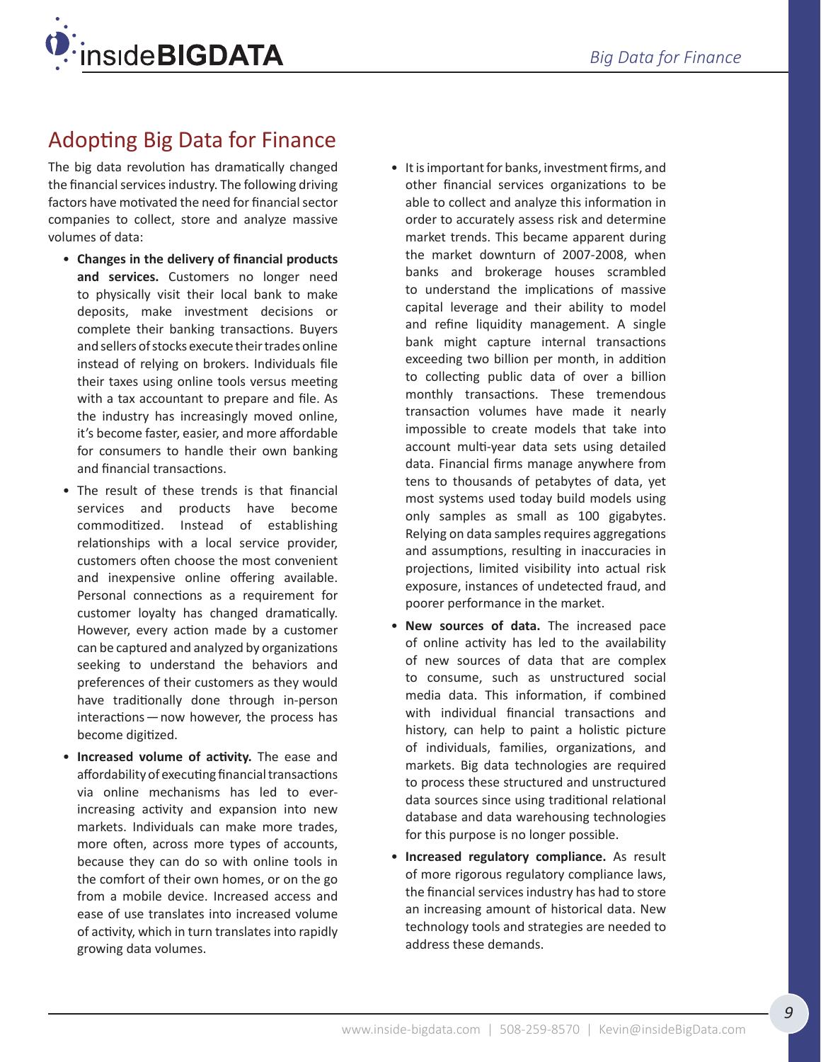## Adopting Big Data for Finance

The big data revolution has dramatically changed the financial services industry. The following driving factors have motivated the need for financial sector companies to collect, store and analyze massive volumes of data:

- **Changes in the delivery of financial products and services.** Customers no longer need to physically visit their local bank to make deposits, make investment decisions or complete their banking transactions. Buyers and sellers of stocks execute their trades online instead of relying on brokers. Individuals file their taxes using online tools versus meeting with a tax accountant to prepare and file. As the industry has increasingly moved online, it's become faster, easier, and more affordable for consumers to handle their own banking and financial transactions.
- The result of these trends is that financial services and products have become commoditized. Instead of establishing relationships with a local service provider, customers often choose the most convenient and inexpensive online offering available. Personal connections as a requirement for customer loyalty has changed dramatically. However, every action made by a customer can be captured and analyzed by organizations seeking to understand the behaviors and preferences of their customers as they would have traditionally done through in-person interactions — now however, the process has become digitized.
- **Increased volume of activity.** The ease and affordability of executing financial transactions via online mechanisms has led to ever-increasing activity and expansion into new markets. Individuals can make more trades, more often, across more types of accounts, because they can do so with online tools in the comfort of their own homes, or on the go from a mobile device. Increased access and ease of use translates into increased volume of activity, which in turn translates into rapidly growing data volumes.
- It is important for banks, investment firms, and other financial services organizations to be able to collect and analyze this information in order to accurately assess risk and determine market trends. This became apparent during the market downturn of 2007-2008, when banks and brokerage houses scrambled to understand the implications of massive capital leverage and their ability to model and refine liquidity management. A single bank might capture internal transactions exceeding two billion per month, in addition to collecting public data of over a billion monthly transactions. These tremendous transaction volumes have made it nearly impossible to create models that take into account multi-year data sets using detailed data. Financial firms manage anywhere from tens to thousands of petabytes of data, yet most systems used today build models using only samples as small as 100 gigabytes. Relying on data samples requires aggregations and assumptions, resulting in inaccuracies in projections, limited visibility into actual risk exposure, instances of undetected fraud, and poorer performance in the market.
- **New sources of data.** The increased pace of online activity has led to the availability of new sources of data that are complex to consume, such as unstructured social media data. This information, if combined with individual financial transactions and history, can help to paint a holistic picture of individuals, families, organizations, and markets. Big data technologies are required to process these structured and unstructured data sources since using traditional relational database and data warehousing technologies for this purpose is no longer possible.
- **Increased regulatory compliance.** As result of more rigorous regulatory compliance laws, the financial services industry has had to store an increasing amount of historical data. New technology tools and strategies are needed to address these demands.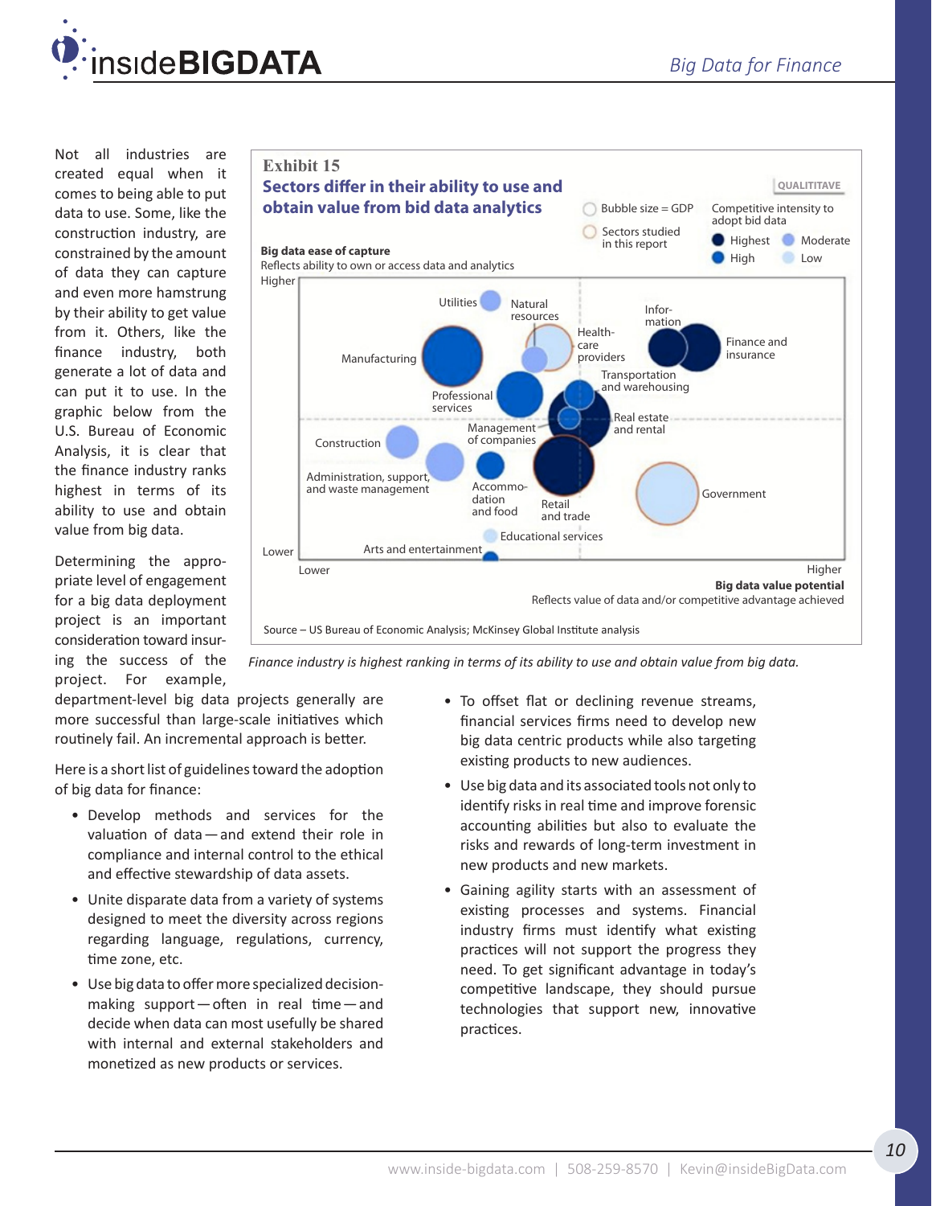Not all industries are created equal when it comes to being able to put data to use. Some, like the construction industry, are constrained by the amount of data they can capture and even more hamstrung by their ability to get value from it. Others, like the finance industry, both generate a lot of data and can put it to use. In the graphic below from the U.S. Bureau of Economic Analysis, it is clear that the finance industry ranks highest in terms of its ability to use and obtain value from big data.

Exhibit 15

**Sectors differ in their ability to use and obtain value from bid data analytics**

QUALITITAVE

Bubble size = GDP

Sectors studied in this report

Competitive intensity to adopt bid data: Highest, High, Moderate, Low

**Big data ease of capture**
Reflects ability to own or access data and analytics

Higher / Lower

Utilities, Natural resources, Information, Health-care providers, Finance and insurance, Manufacturing, Transportation and warehousing, Professional services, Real estate and rental, Management of companies, Construction, Administration, support, and waste management, Accommodation and food, Retail and trade, Government, Educational services, Arts and entertainment

Lower / Higher

**Big data value potential**
Reflects value of data and/or competitive advantage achieved

Source – US Bureau of Economic Analysis; McKinsey Global Institute analysis

*Finance industry is highest ranking in terms of its ability to use and obtain value from big data.*

Determining the appropriate level of engagement for a big data deployment project is an important consideration toward insuring the success of the project. For example, department-level big data projects generally are more successful than large-scale initiatives which routinely fail. An incremental approach is better.

Here is a short list of guidelines toward the adoption of big data for finance:

- Develop methods and services for the valuation of data — and extend their role in compliance and internal control to the ethical and effective stewardship of data assets.
- Unite disparate data from a variety of systems designed to meet the diversity across regions regarding language, regulations, currency, time zone, etc.
- Use big data to offer more specialized decision-making support — often in real time — and decide when data can most usefully be shared with internal and external stakeholders and monetized as new products or services.
- To offset flat or declining revenue streams, financial services firms need to develop new big data centric products while also targeting existing products to new audiences.
- Use big data and its associated tools not only to identify risks in real time and improve forensic accounting abilities but also to evaluate the risks and rewards of long-term investment in new products and new markets.
- Gaining agility starts with an assessment of existing processes and systems. Financial industry firms must identify what existing practices will not support the progress they need. To get significant advantage in today's competitive landscape, they should pursue technologies that support new, innovative practices.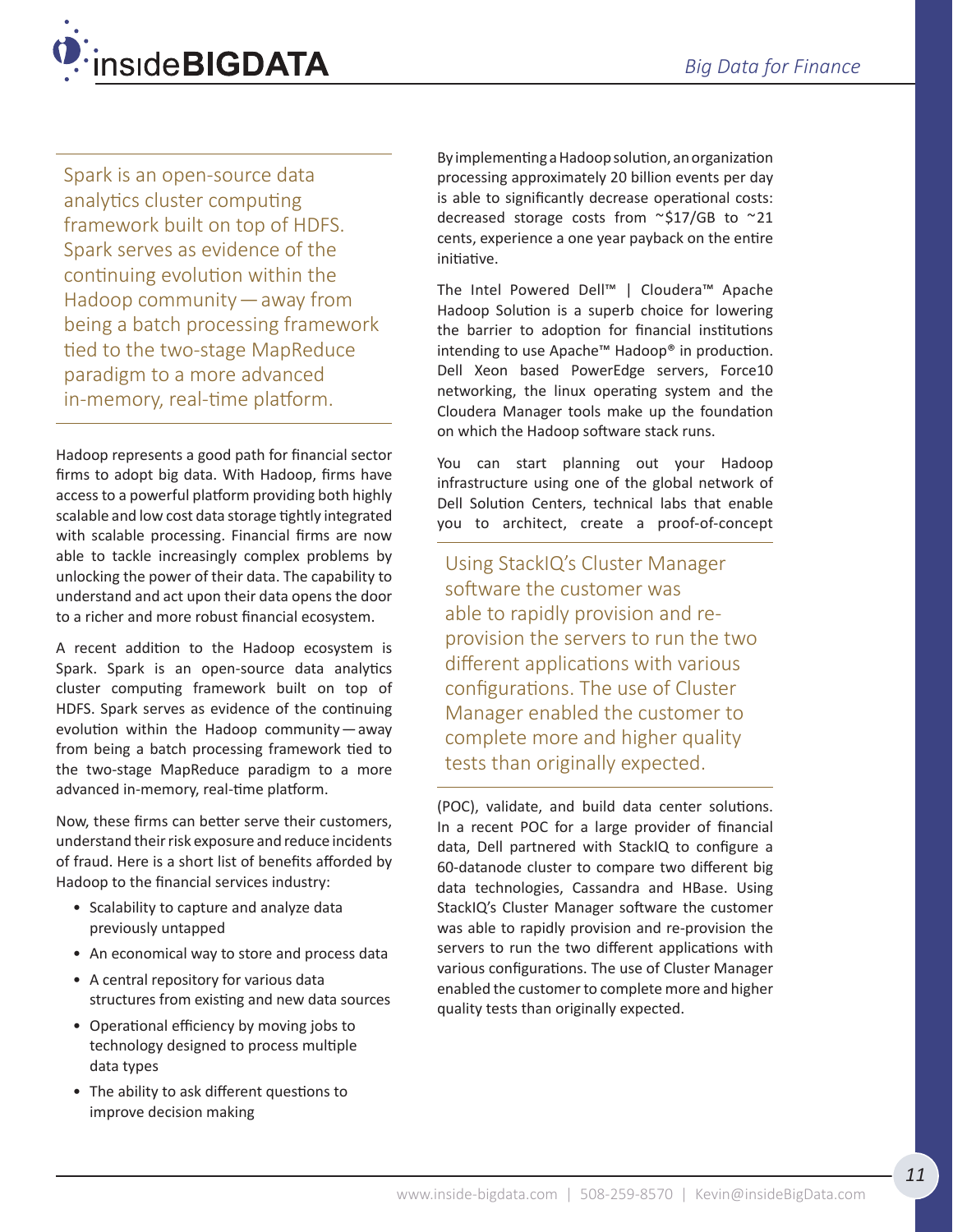> Spark is an open-source data analytics cluster computing framework built on top of HDFS. Spark serves as evidence of the continuing evolution within the Hadoop community — away from being a batch processing framework tied to the two-stage MapReduce paradigm to a more advanced in-memory, real-time platform.

Hadoop represents a good path for financial sector firms to adopt big data. With Hadoop, firms have access to a powerful platform providing both highly scalable and low cost data storage tightly integrated with scalable processing. Financial firms are now able to tackle increasingly complex problems by unlocking the power of their data. The capability to understand and act upon their data opens the door to a richer and more robust financial ecosystem.

A recent addition to the Hadoop ecosystem is Spark. Spark is an open-source data analytics cluster computing framework built on top of HDFS. Spark serves as evidence of the continuing evolution within the Hadoop community — away from being a batch processing framework tied to the two-stage MapReduce paradigm to a more advanced in-memory, real-time platform.

Now, these firms can better serve their customers, understand their risk exposure and reduce incidents of fraud. Here is a short list of benefits afforded by Hadoop to the financial services industry:

- Scalability to capture and analyze data previously untapped
- An economical way to store and process data
- A central repository for various data structures from existing and new data sources
- Operational efficiency by moving jobs to technology designed to process multiple data types
- The ability to ask different questions to improve decision making

By implementing a Hadoop solution, an organization processing approximately 20 billion events per day is able to significantly decrease operational costs: decreased storage costs from ~$17/GB to ~21 cents, experience a one year payback on the entire initiative.

The Intel Powered Dell™ | Cloudera™ Apache Hadoop Solution is a superb choice for lowering the barrier to adoption for financial institutions intending to use Apache™ Hadoop® in production. Dell Xeon based PowerEdge servers, Force10 networking, the linux operating system and the Cloudera Manager tools make up the foundation on which the Hadoop software stack runs.

You can start planning out your Hadoop infrastructure using one of the global network of Dell Solution Centers, technical labs that enable you to architect, create a proof-of-concept (POC), validate, and build data center solutions. In a recent POC for a large provider of financial data, Dell partnered with StackIQ to configure a 60-datanode cluster to compare two different big data technologies, Cassandra and HBase. Using StackIQ's Cluster Manager software the customer was able to rapidly provision and re-provision the servers to run the two different applications with various configurations. The use of Cluster Manager enabled the customer to complete more and higher quality tests than originally expected.

> Using StackIQ's Cluster Manager software the customer was able to rapidly provision and re-provision the servers to run the two different applications with various configurations. The use of Cluster Manager enabled the customer to complete more and higher quality tests than originally expected.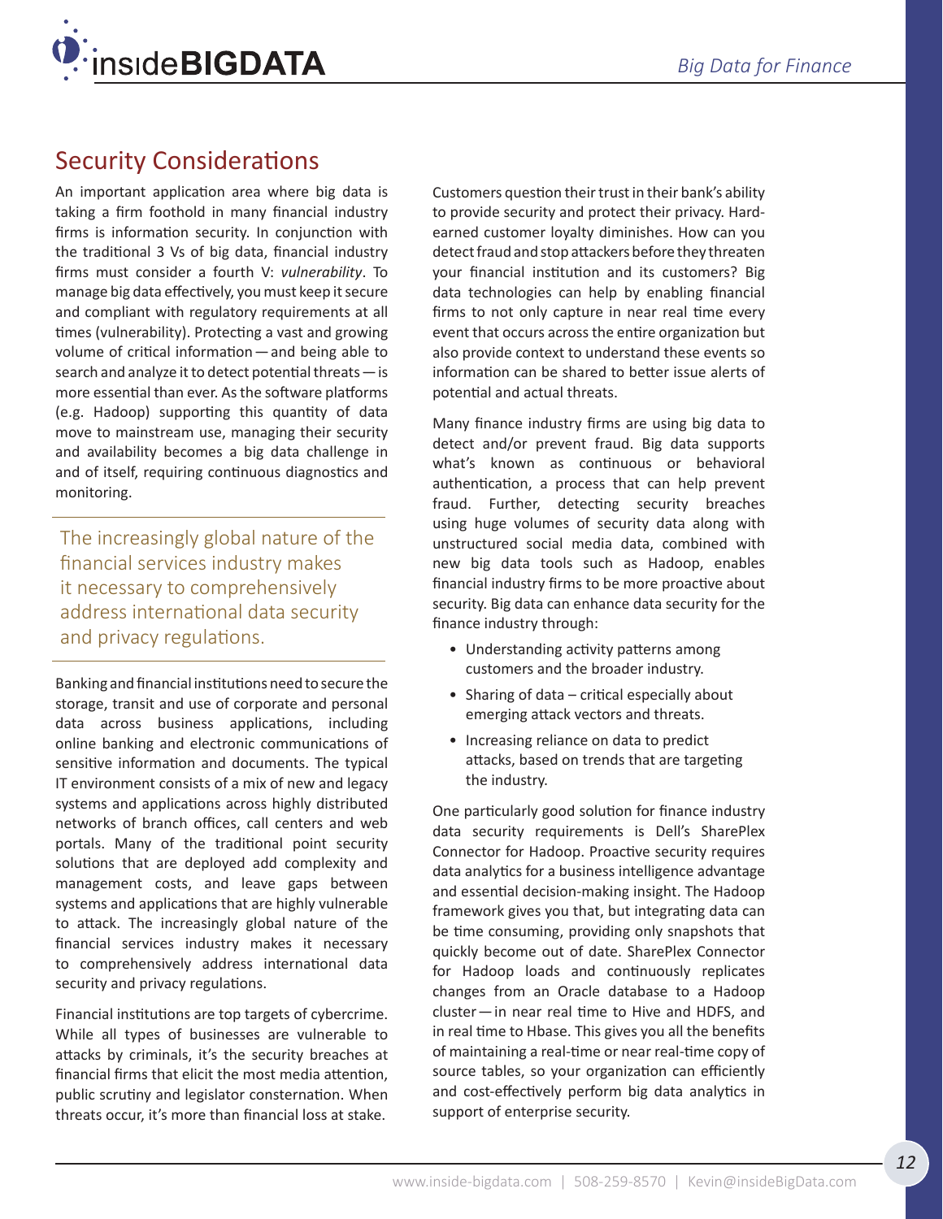## Security Considerations

An important application area where big data is taking a firm foothold in many financial industry firms is information security. In conjunction with the traditional 3 Vs of big data, financial industry firms must consider a fourth V: *vulnerability*. To manage big data effectively, you must keep it secure and compliant with regulatory requirements at all times (vulnerability). Protecting a vast and growing volume of critical information — and being able to search and analyze it to detect potential threats — is more essential than ever. As the software platforms (e.g. Hadoop) supporting this quantity of data move to mainstream use, managing their security and availability becomes a big data challenge in and of itself, requiring continuous diagnostics and monitoring.

> The increasingly global nature of the financial services industry makes it necessary to comprehensively address international data security and privacy regulations.

Banking and financial institutions need to secure the storage, transit and use of corporate and personal data across business applications, including online banking and electronic communications of sensitive information and documents. The typical IT environment consists of a mix of new and legacy systems and applications across highly distributed networks of branch offices, call centers and web portals. Many of the traditional point security solutions that are deployed add complexity and management costs, and leave gaps between systems and applications that are highly vulnerable to attack. The increasingly global nature of the financial services industry makes it necessary to comprehensively address international data security and privacy regulations.

Financial institutions are top targets of cybercrime. While all types of businesses are vulnerable to attacks by criminals, it's the security breaches at financial firms that elicit the most media attention, public scrutiny and legislator consternation. When threats occur, it's more than financial loss at stake. Customers question their trust in their bank's ability to provide security and protect their privacy. Hard-earned customer loyalty diminishes. How can you detect fraud and stop attackers before they threaten your financial institution and its customers? Big data technologies can help by enabling financial firms to not only capture in near real time every event that occurs across the entire organization but also provide context to understand these events so information can be shared to better issue alerts of potential and actual threats.

Many finance industry firms are using big data to detect and/or prevent fraud. Big data supports what's known as continuous or behavioral authentication, a process that can help prevent fraud. Further, detecting security breaches using huge volumes of security data along with unstructured social media data, combined with new big data tools such as Hadoop, enables financial industry firms to be more proactive about security. Big data can enhance data security for the finance industry through:

- Understanding activity patterns among customers and the broader industry.
- Sharing of data – critical especially about emerging attack vectors and threats.
- Increasing reliance on data to predict attacks, based on trends that are targeting the industry.

One particularly good solution for finance industry data security requirements is Dell's SharePlex Connector for Hadoop. Proactive security requires data analytics for a business intelligence advantage and essential decision-making insight. The Hadoop framework gives you that, but integrating data can be time consuming, providing only snapshots that quickly become out of date. SharePlex Connector for Hadoop loads and continuously replicates changes from an Oracle database to a Hadoop cluster — in near real time to Hive and HDFS, and in real time to Hbase. This gives you all the benefits of maintaining a real-time or near real-time copy of source tables, so your organization can efficiently and cost-effectively perform big data analytics in support of enterprise security.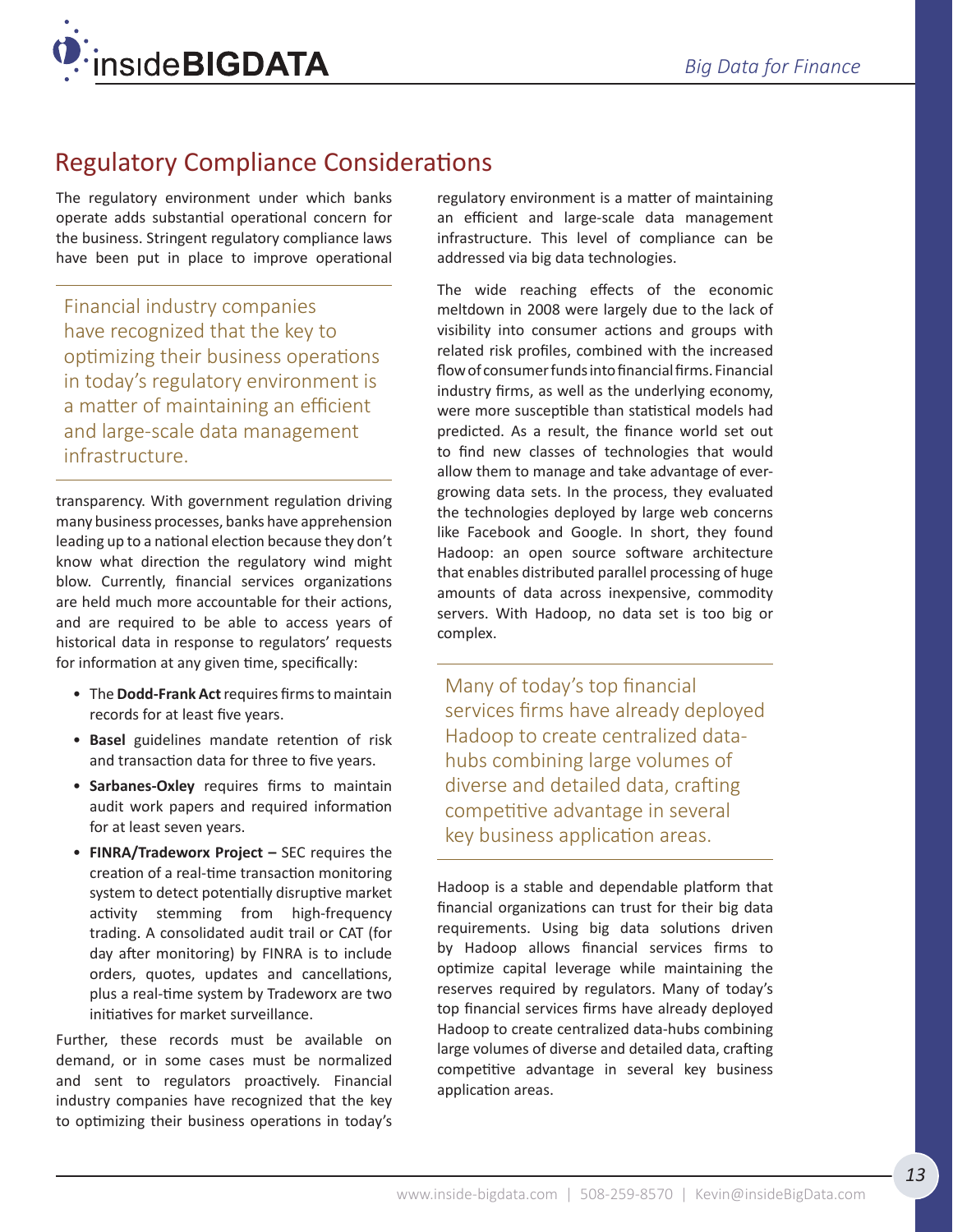## Regulatory Compliance Considerations

The regulatory environment under which banks operate adds substantial operational concern for the business. Stringent regulatory compliance laws have been put in place to improve operational transparency. With government regulation driving many business processes, banks have apprehension leading up to a national election because they don't know what direction the regulatory wind might blow. Currently, financial services organizations are held much more accountable for their actions, and are required to be able to access years of historical data in response to regulators' requests for information at any given time, specifically:

> Financial industry companies have recognized that the key to optimizing their business operations in today's regulatory environment is a matter of maintaining an efficient and large-scale data management infrastructure.

- The **Dodd-Frank Act** requires firms to maintain records for at least five years.
- **Basel** guidelines mandate retention of risk and transaction data for three to five years.
- **Sarbanes-Oxley** requires firms to maintain audit work papers and required information for at least seven years.
- **FINRA/Tradeworx Project –** SEC requires the creation of a real-time transaction monitoring system to detect potentially disruptive market activity stemming from high-frequency trading. A consolidated audit trail or CAT (for day after monitoring) by FINRA is to include orders, quotes, updates and cancellations, plus a real-time system by Tradeworx are two initiatives for market surveillance.

Further, these records must be available on demand, or in some cases must be normalized and sent to regulators proactively. Financial industry companies have recognized that the key to optimizing their business operations in today's regulatory environment is a matter of maintaining an efficient and large-scale data management infrastructure. This level of compliance can be addressed via big data technologies.

The wide reaching effects of the economic meltdown in 2008 were largely due to the lack of visibility into consumer actions and groups with related risk profiles, combined with the increased flow of consumer funds into financial firms. Financial industry firms, as well as the underlying economy, were more susceptible than statistical models had predicted. As a result, the finance world set out to find new classes of technologies that would allow them to manage and take advantage of ever-growing data sets. In the process, they evaluated the technologies deployed by large web concerns like Facebook and Google. In short, they found Hadoop: an open source software architecture that enables distributed parallel processing of huge amounts of data across inexpensive, commodity servers. With Hadoop, no data set is too big or complex.

> Many of today's top financial services firms have already deployed Hadoop to create centralized data-hubs combining large volumes of diverse and detailed data, crafting competitive advantage in several key business application areas.

Hadoop is a stable and dependable platform that financial organizations can trust for their big data requirements. Using big data solutions driven by Hadoop allows financial services firms to optimize capital leverage while maintaining the reserves required by regulators. Many of today's top financial services firms have already deployed Hadoop to create centralized data-hubs combining large volumes of diverse and detailed data, crafting competitive advantage in several key business application areas.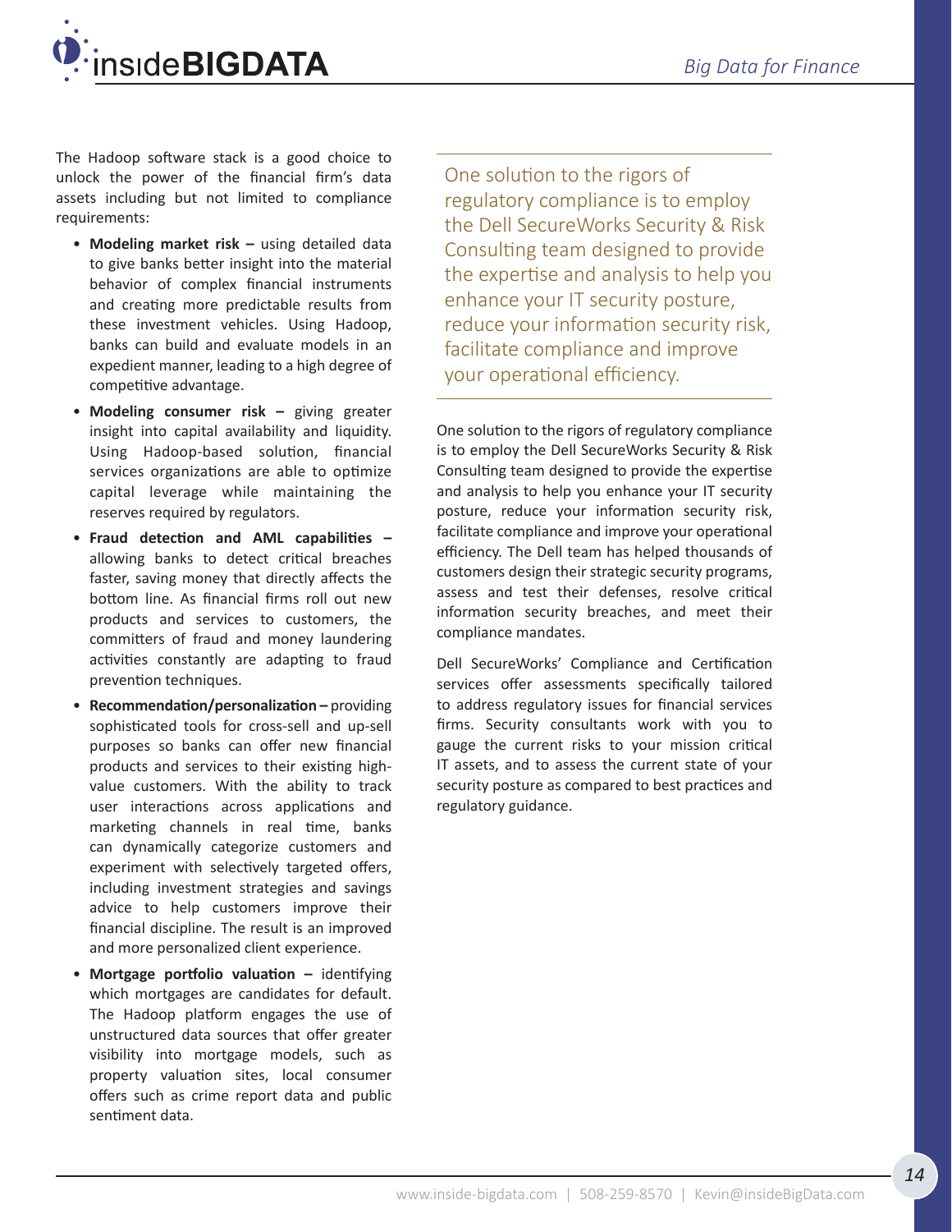The Hadoop software stack is a good choice to unlock the power of the financial firm's data assets including but not limited to compliance requirements:

- **Modeling market risk –** using detailed data to give banks better insight into the material behavior of complex financial instruments and creating more predictable results from these investment vehicles. Using Hadoop, banks can build and evaluate models in an expedient manner, leading to a high degree of competitive advantage.
- **Modeling consumer risk –** giving greater insight into capital availability and liquidity. Using Hadoop-based solution, financial services organizations are able to optimize capital leverage while maintaining the reserves required by regulators.
- **Fraud detection and AML capabilities –** allowing banks to detect critical breaches faster, saving money that directly affects the bottom line. As financial firms roll out new products and services to customers, the committers of fraud and money laundering activities constantly are adapting to fraud prevention techniques.
- **Recommendation/personalization –** providing sophisticated tools for cross-sell and up-sell purposes so banks can offer new financial products and services to their existing high-value customers. With the ability to track user interactions across applications and marketing channels in real time, banks can dynamically categorize customers and experiment with selectively targeted offers, including investment strategies and savings advice to help customers improve their financial discipline. The result is an improved and more personalized client experience.
- **Mortgage portfolio valuation –** identifying which mortgages are candidates for default. The Hadoop platform engages the use of unstructured data sources that offer greater visibility into mortgage models, such as property valuation sites, local consumer offers such as crime report data and public sentiment data.

> One solution to the rigors of regulatory compliance is to employ the Dell SecureWorks Security & Risk Consulting team designed to provide the expertise and analysis to help you enhance your IT security posture, reduce your information security risk, facilitate compliance and improve your operational efficiency.

One solution to the rigors of regulatory compliance is to employ the Dell SecureWorks Security & Risk Consulting team designed to provide the expertise and analysis to help you enhance your IT security posture, reduce your information security risk, facilitate compliance and improve your operational efficiency. The Dell team has helped thousands of customers design their strategic security programs, assess and test their defenses, resolve critical information security breaches, and meet their compliance mandates.

Dell SecureWorks' Compliance and Certification services offer assessments specifically tailored to address regulatory issues for financial services firms. Security consultants work with you to gauge the current risks to your mission critical IT assets, and to assess the current state of your security posture as compared to best practices and regulatory guidance.